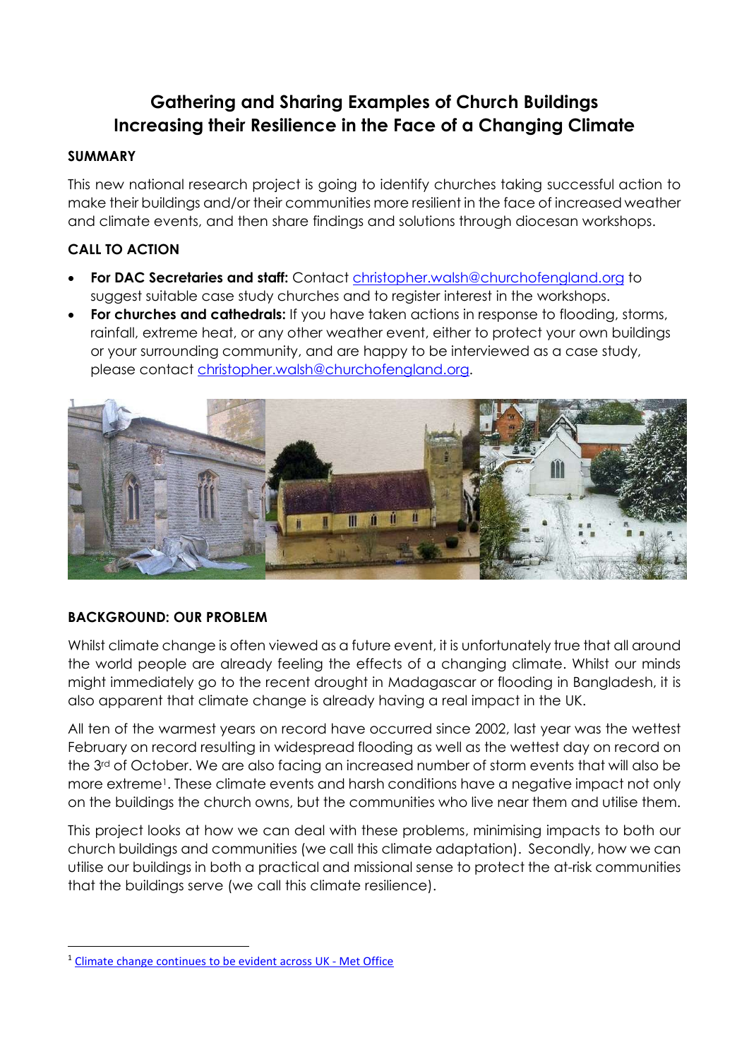# Gathering and Sharing Examples of Church Buildings Increasing their Resilience in the Face of a Changing Climate

## SUMMARY

This new national research project is going to identify churches taking successful action to make their buildings and/or their communities more resilient in the face of increased weather and climate events, and then share findings and solutions through diocesan workshops.

## CALL TO ACTION

- **For DAC Secretaries and staff:** Contact christopher.walsh@churchofengland.org to suggest suitable case study churches and to register interest in the workshops.
- **For churches and cathedrals:** If you have taken actions in response to flooding, storms, rainfall, extreme heat, or any other weather event, either to protect your own buildings or your surrounding community, and are happy to be interviewed as a case study, please contact christopher.walsh@churchofengland.org.

## BACKGROUND: OUR PROBLEM

Whilst climate change is often viewed as a future event, it is unfortunately true that all around the world people are already feeling the effects of a changing climate. Whilst our minds might immediately go to the recent drought in Madagascar or flooding in Bangladesh, it is also apparent that climate change is already having a real impact in the UK.

All ten of the warmest years on record have occurred since 2002, last year was the wettest February on record resulting in widespread flooding as well as the wettest day on record on the 3rd of October. We are also facing an increased number of storm events that will also be more extreme[1]. These climate events and harsh conditions have a negative impact not only on the buildings the church owns, but the communities who live near them and utilise them.

This project looks at how we can deal with these problems, minimising impacts to both our church buildings and communities (we call this climate adaptation). Secondly, how we can utilise our buildings in both a practical and missional sense to protect the at-risk communities that the buildings serve (we call this climate resilience).

---

[1] Climate change continues to be evident across UK - Met Office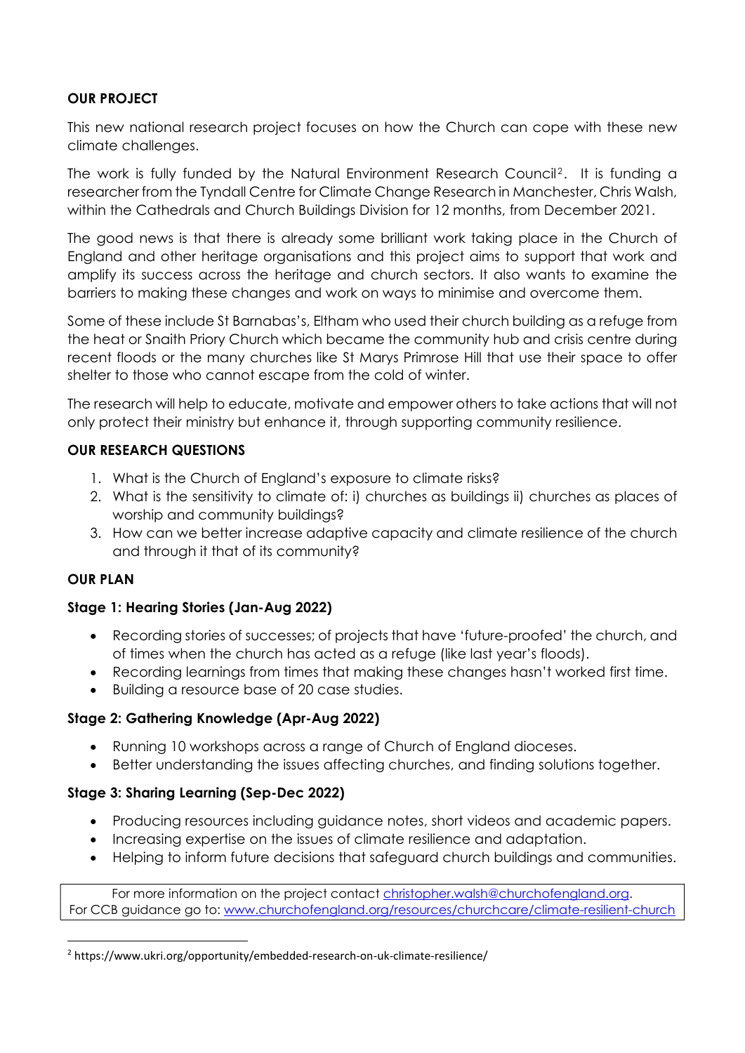**OUR PROJECT**

This new national research project focuses on how the Church can cope with these new climate challenges.

The work is fully funded by the Natural Environment Research Council[2]. It is funding a researcher from the Tyndall Centre for Climate Change Research in Manchester, Chris Walsh, within the Cathedrals and Church Buildings Division for 12 months, from December 2021.

The good news is that there is already some brilliant work taking place in the Church of England and other heritage organisations and this project aims to support that work and amplify its success across the heritage and church sectors. It also wants to examine the barriers to making these changes and work on ways to minimise and overcome them.

Some of these include St Barnabas's, Eltham who used their church building as a refuge from the heat or Snaith Priory Church which became the community hub and crisis centre during recent floods or the many churches like St Marys Primrose Hill that use their space to offer shelter to those who cannot escape from the cold of winter.

The research will help to educate, motivate and empower others to take actions that will not only protect their ministry but enhance it, through supporting community resilience.

**OUR RESEARCH QUESTIONS**

1. What is the Church of England's exposure to climate risks?
2. What is the sensitivity to climate of: i) churches as buildings ii) churches as places of worship and community buildings?
3. How can we better increase adaptive capacity and climate resilience of the church and through it that of its community?

**OUR PLAN**

**Stage 1: Hearing Stories (Jan-Aug 2022)**

- Recording stories of successes; of projects that have 'future-proofed' the church, and of times when the church has acted as a refuge (like last year's floods).
- Recording learnings from times that making these changes hasn't worked first time.
- Building a resource base of 20 case studies.

**Stage 2: Gathering Knowledge (Apr-Aug 2022)**

- Running 10 workshops across a range of Church of England dioceses.
- Better understanding the issues affecting churches, and finding solutions together.

**Stage 3: Sharing Learning (Sep-Dec 2022)**

- Producing resources including guidance notes, short videos and academic papers.
- Increasing expertise on the issues of climate resilience and adaptation.
- Helping to inform future decisions that safeguard church buildings and communities.

For more information on the project contact christopher.walsh@churchofengland.org.
For CCB guidance go to: www.churchofengland.org/resources/churchcare/climate-resilient-church

[2] https://www.ukri.org/opportunity/embedded-research-on-uk-climate-resilience/